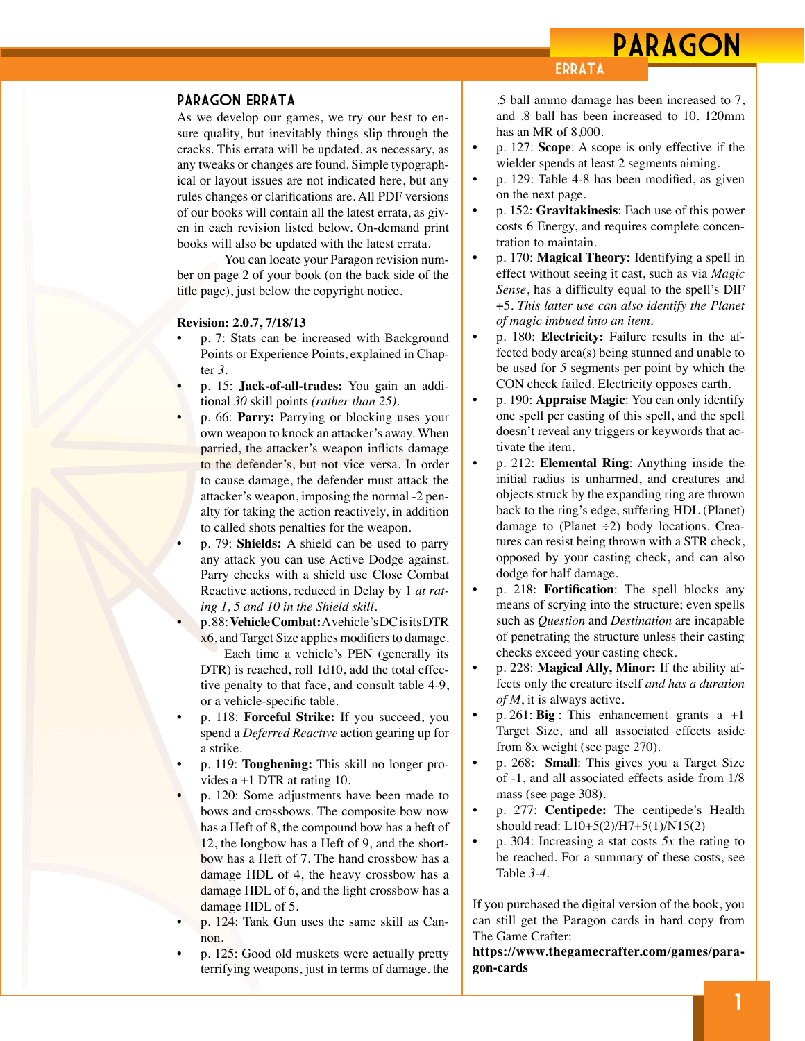## PARAGON ERRATA

As we develop our games, we try our best to ensure quality, but inevitably things slip through the cracks. This errata will be updated, as necessary, as any tweaks or changes are found. Simple typographical or layout issues are not indicated here, but any rules changes or clarifications are. All PDF versions of our books will contain all the latest errata, as given in each revision listed below. On-demand print books will also be updated with the latest errata.

You can locate your Paragon revision number on page 2 of your book (on the back side of the title page), just below the copyright notice.

**Revision: 2.0.7, 7/18/13**

- p. 7: Stats can be increased with Background Points or Experience Points, explained in Chapter *3*.
- p. 15: **Jack-of-all-trades:** You gain an additional *30* skill points *(rather than 25)*.
- p. 66: **Parry:** Parrying or blocking uses your own weapon to knock an attacker's away. When parried, the attacker's weapon inflicts damage to the defender's, but not vice versa. In order to cause damage, the defender must attack the attacker's weapon, imposing the normal -2 penalty for taking the action reactively, in addition to called shots penalties for the weapon.
- p. 79: **Shields:** A shield can be used to parry any attack you can use Active Dodge against. Parry checks with a shield use Close Combat Reactive actions, reduced in Delay by 1 *at rating 1, 5 and 10 in the Shield skill*.
- p.88: **Vehicle Combat:** A vehicle's DC is its DTR x6, and Target Size applies modifiers to damage.

  Each time a vehicle's PEN (generally its DTR) is reached, roll 1d10, add the total effective penalty to that face, and consult table 4-9, or a vehicle-specific table.
- p. 118: **Forceful Strike:** If you succeed, you spend a *Deferred Reactive* action gearing up for a strike.
- p. 119: **Toughening:** This skill no longer provides a +1 DTR at rating 10.
- p. 120: Some adjustments have been made to bows and crossbows. The composite bow now has a Heft of 8, the compound bow has a heft of 12, the longbow has a Heft of 9, and the shortbow has a Heft of 7. The hand crossbow has a damage HDL of 4, the heavy crossbow has a damage HDL of 6, and the light crossbow has a damage HDL of 5.
- p. 124: Tank Gun uses the same skill as Cannon.
- p. 125: Good old muskets were actually pretty terrifying weapons, just in terms of damage. the .5 ball ammo damage has been increased to 7, and .8 ball has been increased to 10. 120mm has an MR of 8,000.
- p. 127: **Scope**: A scope is only effective if the wielder spends at least 2 segments aiming.
- p. 129: Table 4-8 has been modified, as given on the next page.
- p. 152: **Gravitakinesis**: Each use of this power costs 6 Energy, and requires complete concentration to maintain.
- p. 170: **Magical Theory:** Identifying a spell in effect without seeing it cast, such as via *Magic Sense*, has a difficulty equal to the spell's DIF +5. *This latter use can also identify the Planet of magic imbued into an item.*
- p. 180: **Electricity:** Failure results in the affected body area(s) being stunned and unable to be used for *5* segments per point by which the CON check failed. Electricity opposes earth.
- p. 190: **Appraise Magic**: You can only identify one spell per casting of this spell, and the spell doesn't reveal any triggers or keywords that activate the item.
- p. 212: **Elemental Ring**: Anything inside the initial radius is unharmed, and creatures and objects struck by the expanding ring are thrown back to the ring's edge, suffering HDL (Planet) damage to (Planet ÷2) body locations. Creatures can resist being thrown with a STR check, opposed by your casting check, and can also dodge for half damage.
- p. 218: **Fortification**: The spell blocks any means of scrying into the structure; even spells such as *Question* and *Destination* are incapable of penetrating the structure unless their casting checks exceed your casting check.
- p. 228: **Magical Ally, Minor:** If the ability affects only the creature itself *and has a duration of M*, it is always active.
- p. 261: **Big** : This enhancement grants a +1 Target Size, and all associated effects aside from 8x weight (see page 270).
- p. 268: **Small**: This gives you a Target Size of -1, and all associated effects aside from 1/8 mass (see page 308).
- p. 277: **Centipede:** The centipede's Health should read: L10+5(2)/H7+5(1)/N15(2)
- p. 304: Increasing a stat costs *5x* the rating to be reached. For a summary of these costs, see Table *3-4*.

If you purchased the digital version of the book, you can still get the Paragon cards in hard copy from The Game Crafter:
**https://www.thegamecrafter.com/games/paragon-cards**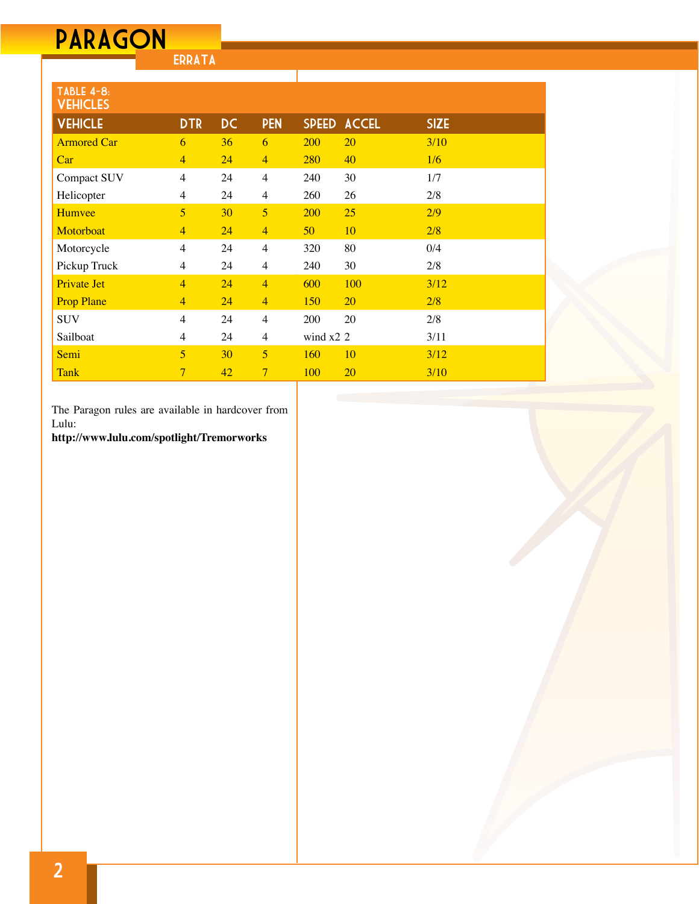## Table 4-8: Vehicles

| Vehicle | DTR | DC | PEN | Speed | Accel | Size |
|---|---|---|---|---|---|---|
| Armored Car | 6 | 36 | 6 | 200 | 20 | 3/10 |
| Car | 4 | 24 | 4 | 280 | 40 | 1/6 |
| Compact SUV | 4 | 24 | 4 | 240 | 30 | 1/7 |
| Helicopter | 4 | 24 | 4 | 260 | 26 | 2/8 |
| Humvee | 5 | 30 | 5 | 200 | 25 | 2/9 |
| Motorboat | 4 | 24 | 4 | 50 | 10 | 2/8 |
| Motorcycle | 4 | 24 | 4 | 320 | 80 | 0/4 |
| Pickup Truck | 4 | 24 | 4 | 240 | 30 | 2/8 |
| Private Jet | 4 | 24 | 4 | 600 | 100 | 3/12 |
| Prop Plane | 4 | 24 | 4 | 150 | 20 | 2/8 |
| SUV | 4 | 24 | 4 | 200 | 20 | 2/8 |
| Sailboat | 4 | 24 | 4 | wind x2 | 2 | 3/11 |
| Semi | 5 | 30 | 5 | 160 | 10 | 3/12 |
| Tank | 7 | 42 | 7 | 100 | 20 | 3/10 |

The Paragon rules are available in hardcover from Lulu:
**http://www.lulu.com/spotlight/Tremorworks**